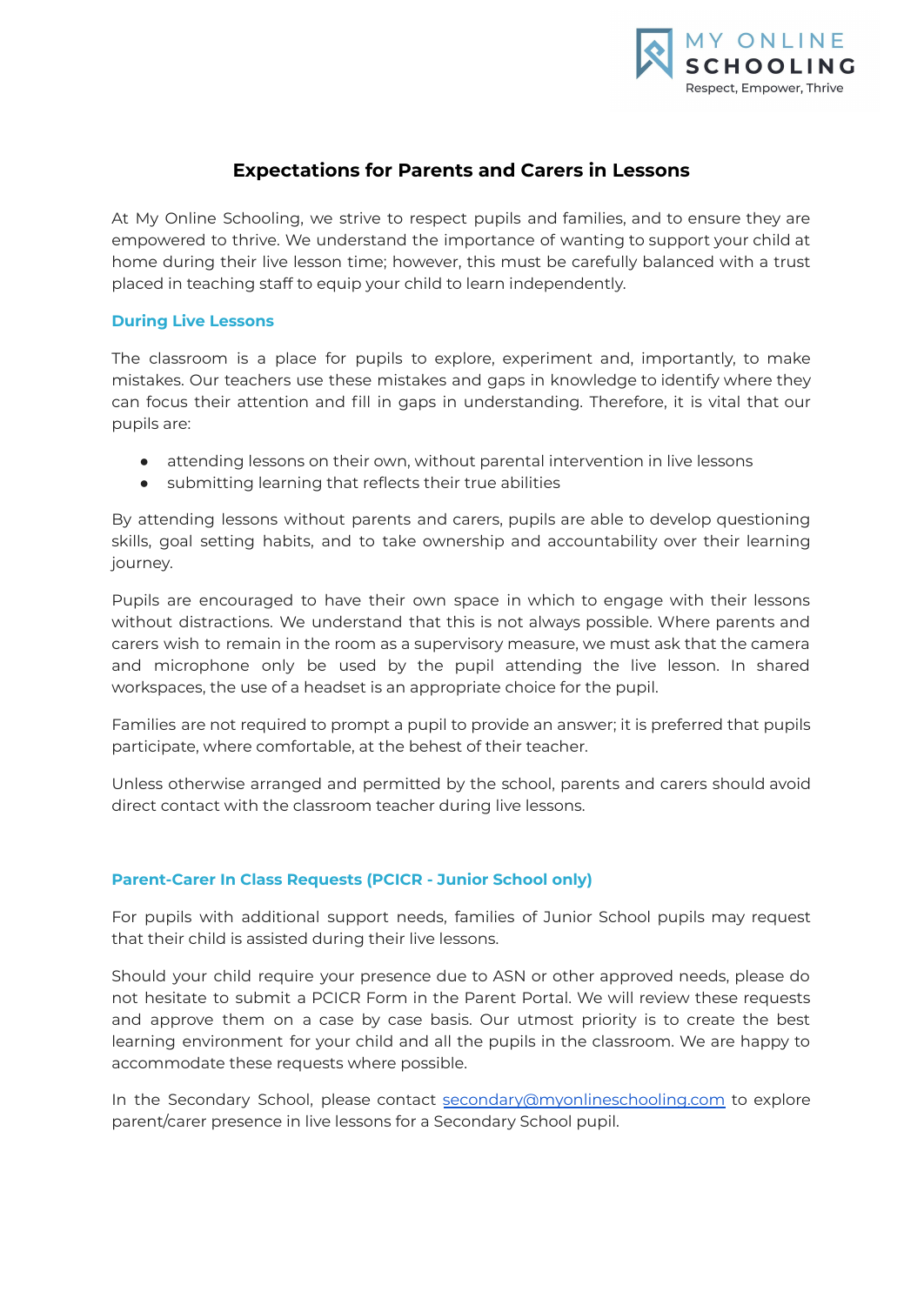# Expectations for Parents and Carers in Lessons

At My Online Schooling, we strive to respect pupils and families, and to ensure they are empowered to thrive. We understand the importance of wanting to support your child at home during their live lesson time; however, this must be carefully balanced with a trust placed in teaching staff to equip your child to learn independently.

## During Live Lessons

The classroom is a place for pupils to explore, experiment and, importantly, to make mistakes. Our teachers use these mistakes and gaps in knowledge to identify where they can focus their attention and fill in gaps in understanding. Therefore, it is vital that our pupils are:

- attending lessons on their own, without parental intervention in live lessons
- submitting learning that reflects their true abilities

By attending lessons without parents and carers, pupils are able to develop questioning skills, goal setting habits, and to take ownership and accountability over their learning journey.

Pupils are encouraged to have their own space in which to engage with their lessons without distractions. We understand that this is not always possible. Where parents and carers wish to remain in the room as a supervisory measure, we must ask that the camera and microphone only be used by the pupil attending the live lesson. In shared workspaces, the use of a headset is an appropriate choice for the pupil.

Families are not required to prompt a pupil to provide an answer; it is preferred that pupils participate, where comfortable, at the behest of their teacher.

Unless otherwise arranged and permitted by the school, parents and carers should avoid direct contact with the classroom teacher during live lessons.

## Parent-Carer In Class Requests (PCICR - Junior School only)

For pupils with additional support needs, families of Junior School pupils may request that their child is assisted during their live lessons.

Should your child require your presence due to ASN or other approved needs, please do not hesitate to submit a PCICR Form in the Parent Portal. We will review these requests and approve them on a case by case basis. Our utmost priority is to create the best learning environment for your child and all the pupils in the classroom. We are happy to accommodate these requests where possible.

In the Secondary School, please contact secondary@myonlineschooling.com to explore parent/carer presence in live lessons for a Secondary School pupil.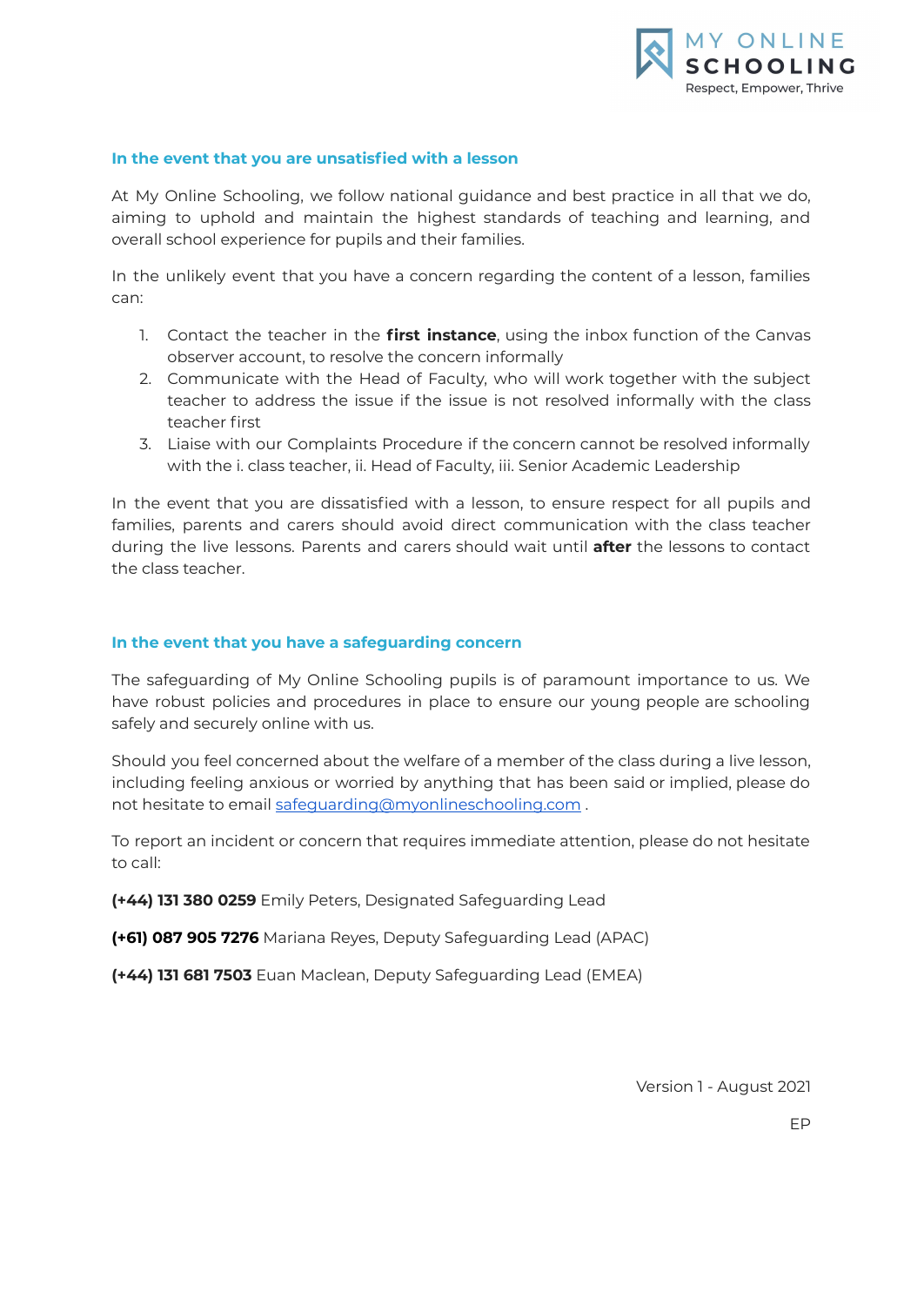## In the event that you are unsatisfied with a lesson

At My Online Schooling, we follow national guidance and best practice in all that we do, aiming to uphold and maintain the highest standards of teaching and learning, and overall school experience for pupils and their families.

In the unlikely event that you have a concern regarding the content of a lesson, families can:

1. Contact the teacher in the **first instance**, using the inbox function of the Canvas observer account, to resolve the concern informally
2. Communicate with the Head of Faculty, who will work together with the subject teacher to address the issue if the issue is not resolved informally with the class teacher first
3. Liaise with our Complaints Procedure if the concern cannot be resolved informally with the i. class teacher, ii. Head of Faculty, iii. Senior Academic Leadership

In the event that you are dissatisfied with a lesson, to ensure respect for all pupils and families, parents and carers should avoid direct communication with the class teacher during the live lessons. Parents and carers should wait until **after** the lessons to contact the class teacher.

## In the event that you have a safeguarding concern

The safeguarding of My Online Schooling pupils is of paramount importance to us. We have robust policies and procedures in place to ensure our young people are schooling safely and securely online with us.

Should you feel concerned about the welfare of a member of the class during a live lesson, including feeling anxious or worried by anything that has been said or implied, please do not hesitate to email safeguarding@myonlineschooling.com .

To report an incident or concern that requires immediate attention, please do not hesitate to call:

**(+44) 131 380 0259** Emily Peters, Designated Safeguarding Lead

**(+61) 087 905 7276** Mariana Reyes, Deputy Safeguarding Lead (APAC)

**(+44) 131 681 7503** Euan Maclean, Deputy Safeguarding Lead (EMEA)

Version 1 - August 2021

EP